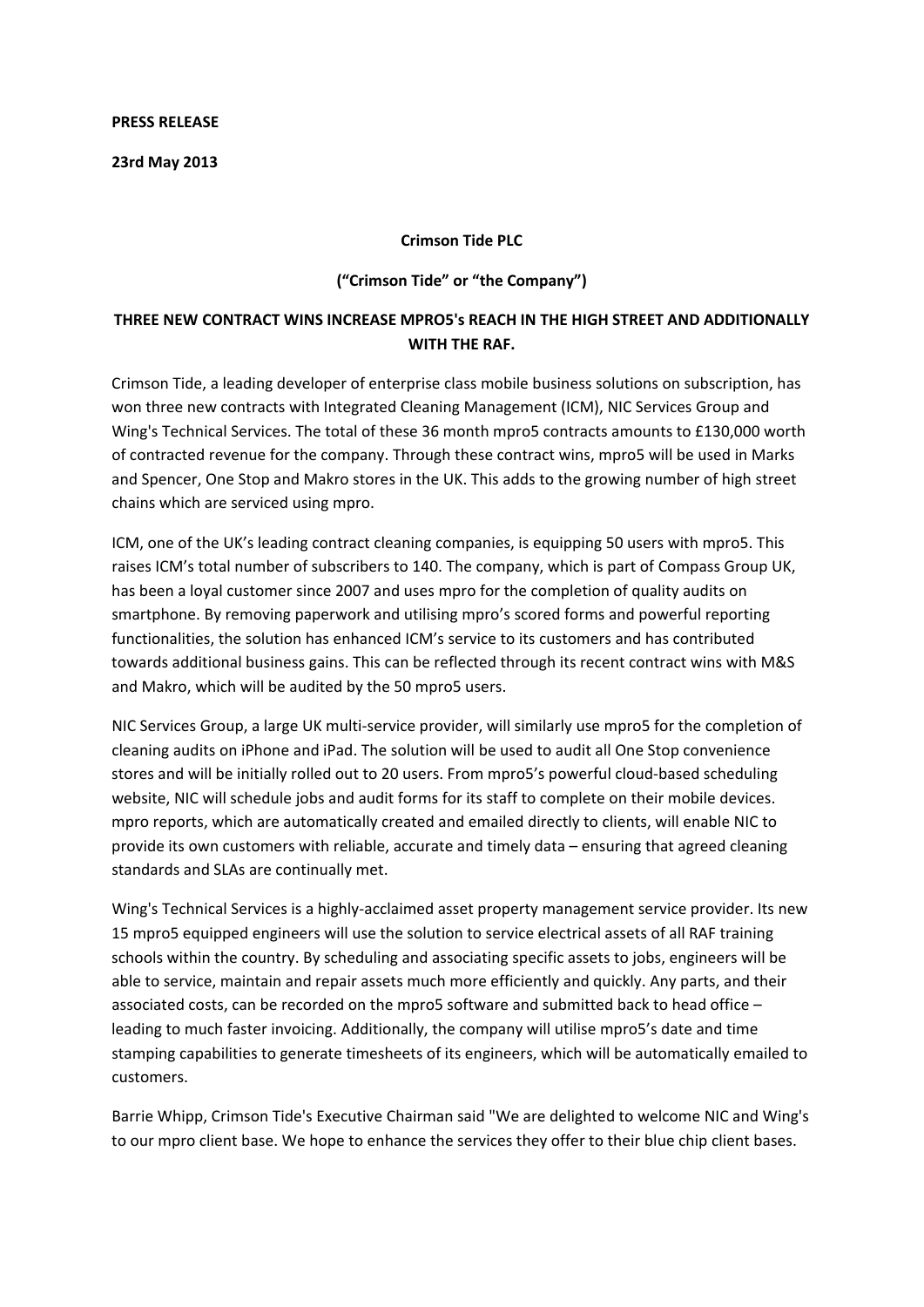**PRESS RELEASE**

**23rd May 2013**

**Crimson Tide PLC**

**("Crimson Tide" or "the Company")**

**THREE NEW CONTRACT WINS INCREASE MPRO5's REACH IN THE HIGH STREET AND ADDITIONALLY WITH THE RAF.**

Crimson Tide, a leading developer of enterprise class mobile business solutions on subscription, has won three new contracts with Integrated Cleaning Management (ICM), NIC Services Group and Wing's Technical Services. The total of these 36 month mpro5 contracts amounts to £130,000 worth of contracted revenue for the company. Through these contract wins, mpro5 will be used in Marks and Spencer, One Stop and Makro stores in the UK. This adds to the growing number of high street chains which are serviced using mpro.

ICM, one of the UK's leading contract cleaning companies, is equipping 50 users with mpro5. This raises ICM's total number of subscribers to 140. The company, which is part of Compass Group UK, has been a loyal customer since 2007 and uses mpro for the completion of quality audits on smartphone. By removing paperwork and utilising mpro's scored forms and powerful reporting functionalities, the solution has enhanced ICM's service to its customers and has contributed towards additional business gains. This can be reflected through its recent contract wins with M&S and Makro, which will be audited by the 50 mpro5 users.

NIC Services Group, a large UK multi-service provider, will similarly use mpro5 for the completion of cleaning audits on iPhone and iPad. The solution will be used to audit all One Stop convenience stores and will be initially rolled out to 20 users. From mpro5's powerful cloud-based scheduling website, NIC will schedule jobs and audit forms for its staff to complete on their mobile devices. mpro reports, which are automatically created and emailed directly to clients, will enable NIC to provide its own customers with reliable, accurate and timely data – ensuring that agreed cleaning standards and SLAs are continually met.

Wing's Technical Services is a highly-acclaimed asset property management service provider. Its new 15 mpro5 equipped engineers will use the solution to service electrical assets of all RAF training schools within the country. By scheduling and associating specific assets to jobs, engineers will be able to service, maintain and repair assets much more efficiently and quickly. Any parts, and their associated costs, can be recorded on the mpro5 software and submitted back to head office – leading to much faster invoicing. Additionally, the company will utilise mpro5's date and time stamping capabilities to generate timesheets of its engineers, which will be automatically emailed to customers.

Barrie Whipp, Crimson Tide's Executive Chairman said "We are delighted to welcome NIC and Wing's to our mpro client base. We hope to enhance the services they offer to their blue chip client bases.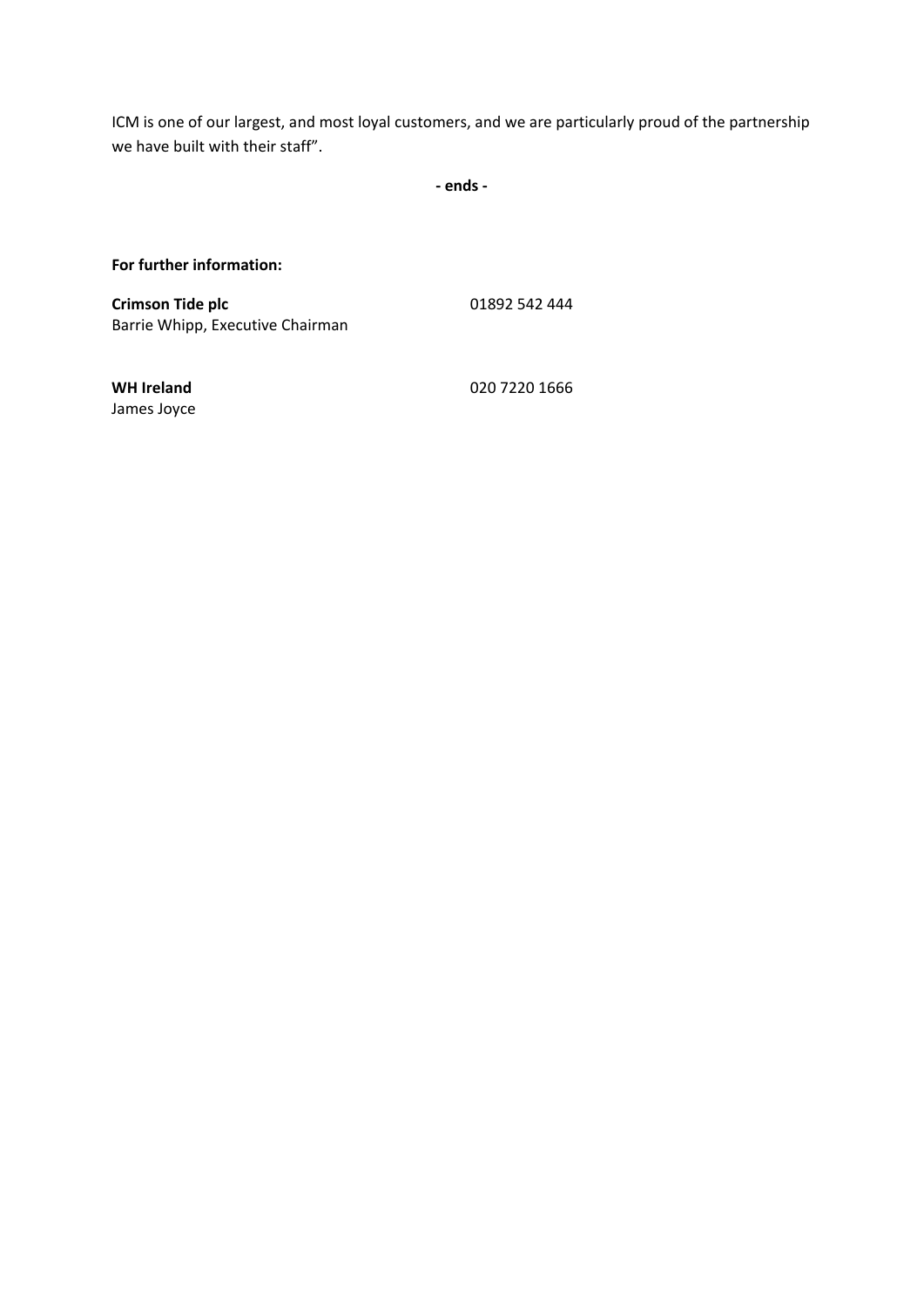ICM is one of our largest, and most loyal customers, and we are particularly proud of the partnership we have built with their staff".

**- ends -**

**For further information:**

| | |
|---|---|
| **Crimson Tide plc**<br>Barrie Whipp, Executive Chairman | 01892 542 444 |
| **WH Ireland**<br>James Joyce | 020 7220 1666 |